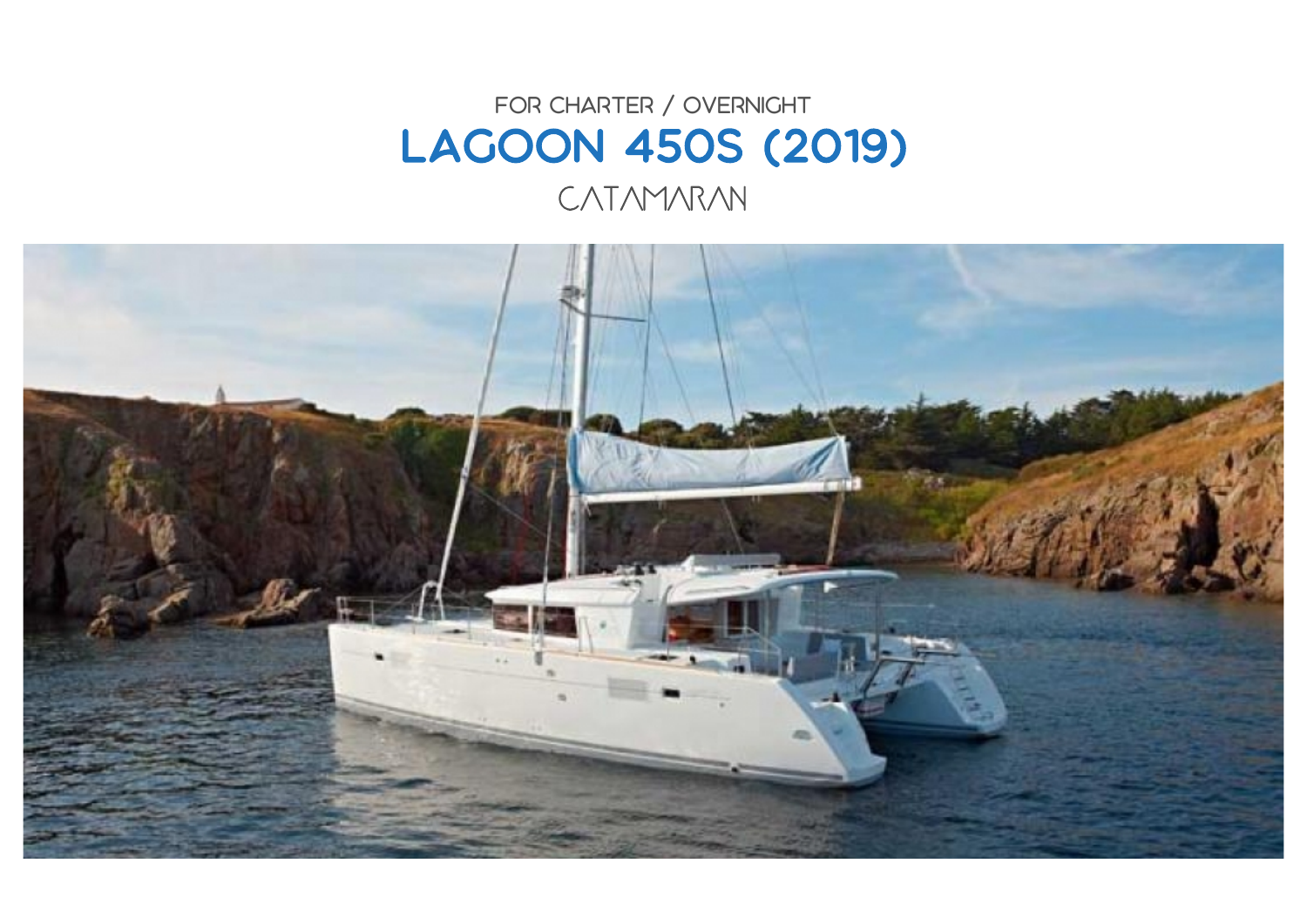FOR CHARTER / OVERNIGHT

# LAGOON 450S (2019)

CATAMARAN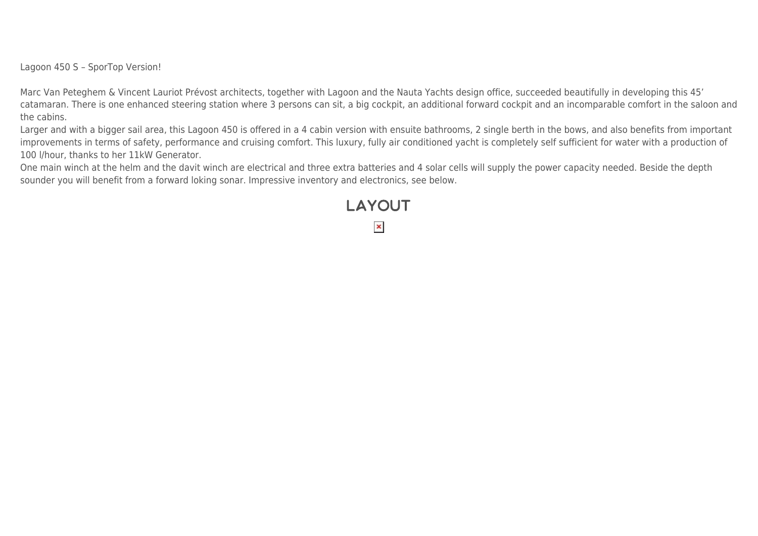Lagoon 450 S – SporTop Version!

Marc Van Peteghem & Vincent Lauriot Prévost architects, together with Lagoon and the Nauta Yachts design office, succeeded beautifully in developing this 45' catamaran. There is one enhanced steering station where 3 persons can sit, a big cockpit, an additional forward cockpit and an incomparable comfort in the saloon and the cabins.
Larger and with a bigger sail area, this Lagoon 450 is offered in a 4 cabin version with ensuite bathrooms, 2 single berth in the bows, and also benefits from important improvements in terms of safety, performance and cruising comfort. This luxury, fully air conditioned yacht is completely self sufficient for water with a production of 100 l/hour, thanks to her 11kW Generator.
One main winch at the helm and the davit winch are electrical and three extra batteries and 4 solar cells will supply the power capacity needed. Beside the depth sounder you will benefit from a forward loking sonar. Impressive inventory and electronics, see below.

## LAYOUT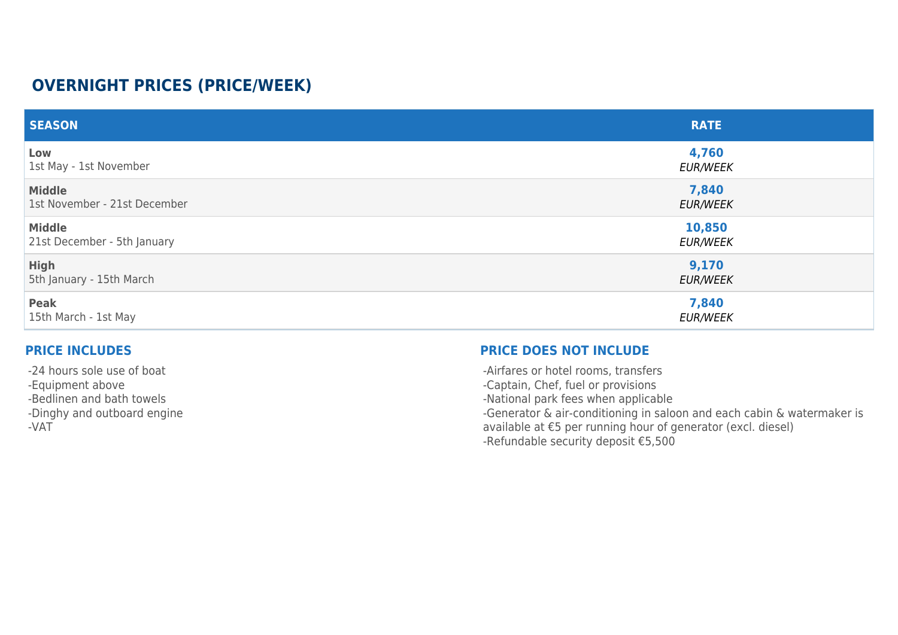## OVERNIGHT PRICES (PRICE/WEEK)

| SEASON | RATE |
|---|---|
| **Low**<br>1st May - 1st November | **4,760**<br>*EUR/WEEK* |
| **Middle**<br>1st November - 21st December | **7,840**<br>*EUR/WEEK* |
| **Middle**<br>21st December - 5th January | **10,850**<br>*EUR/WEEK* |
| **High**<br>5th January - 15th March | **9,170**<br>*EUR/WEEK* |
| **Peak**<br>15th March - 1st May | **7,840**<br>*EUR/WEEK* |

### PRICE INCLUDES

-24 hours sole use of boat
-Equipment above
-Bedlinen and bath towels
-Dinghy and outboard engine
-VAT

### PRICE DOES NOT INCLUDE

-Airfares or hotel rooms, transfers
-Captain, Chef, fuel or provisions
-National park fees when applicable
-Generator & air-conditioning in saloon and each cabin & watermaker is available at €5 per running hour of generator (excl. diesel)
-Refundable security deposit €5,500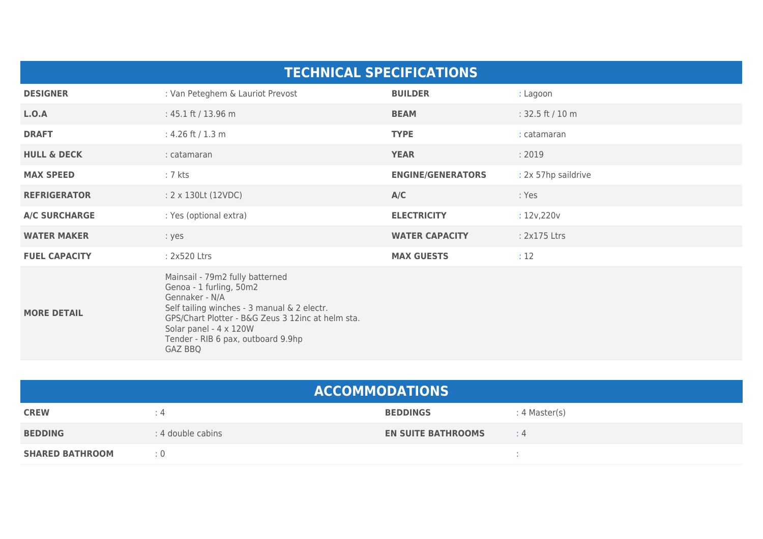## TECHNICAL SPECIFICATIONS

| | | | |
|---|---|---|---|
| **DESIGNER** | : Van Peteghem & Lauriot Prevost | **BUILDER** | : Lagoon |
| **L.O.A** | : 45.1 ft / 13.96 m | **BEAM** | : 32.5 ft / 10 m |
| **DRAFT** | : 4.26 ft / 1.3 m | **TYPE** | : catamaran |
| **HULL & DECK** | : catamaran | **YEAR** | : 2019 |
| **MAX SPEED** | : 7 kts | **ENGINE/GENERATORS** | : 2x 57hp saildrive |
| **REFRIGERATOR** | : 2 x 130Lt (12VDC) | **A/C** | : Yes |
| **A/C SURCHARGE** | : Yes (optional extra) | **ELECTRICITY** | : 12v,220v |
| **WATER MAKER** | : yes | **WATER CAPACITY** | : 2x175 Ltrs |
| **FUEL CAPACITY** | : 2x520 Ltrs | **MAX GUESTS** | : 12 |
| **MORE DETAIL** | Mainsail - 79m2 fully batterned<br>Genoa - 1 furling, 50m2<br>Gennaker - N/A<br>Self tailing winches - 3 manual & 2 electr.<br>GPS/Chart Plotter - B&G Zeus 3 12inc at helm sta.<br>Solar panel - 4 x 120W<br>Tender - RIB 6 pax, outboard 9.9hp<br>GAZ BBQ | | |

## ACCOMMODATIONS

| | | | |
|---|---|---|---|
| **CREW** | : 4 | **BEDDINGS** | : 4 Master(s) |
| **BEDDING** | : 4 double cabins | **EN SUITE BATHROOMS** | : 4 |
| **SHARED BATHROOM** | : 0 | | : |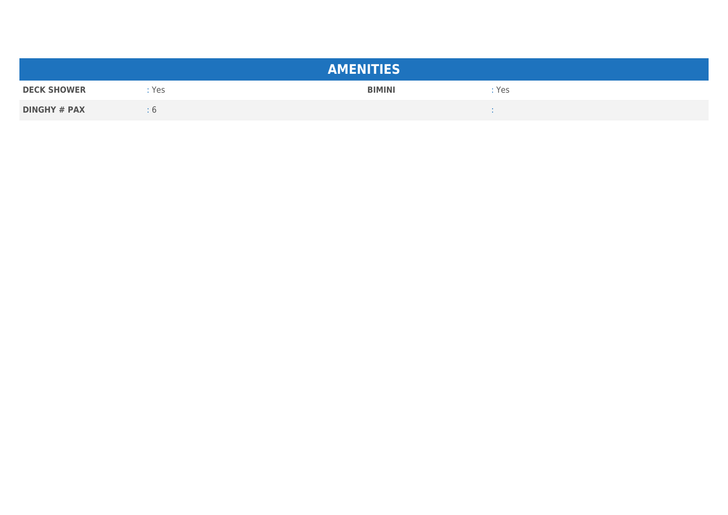## AMENITIES

| | | | |
|---|---|---|---|
| **DECK SHOWER** | : Yes | **BIMINI** | : Yes |
| **DINGHY # PAX** | : 6 | | : |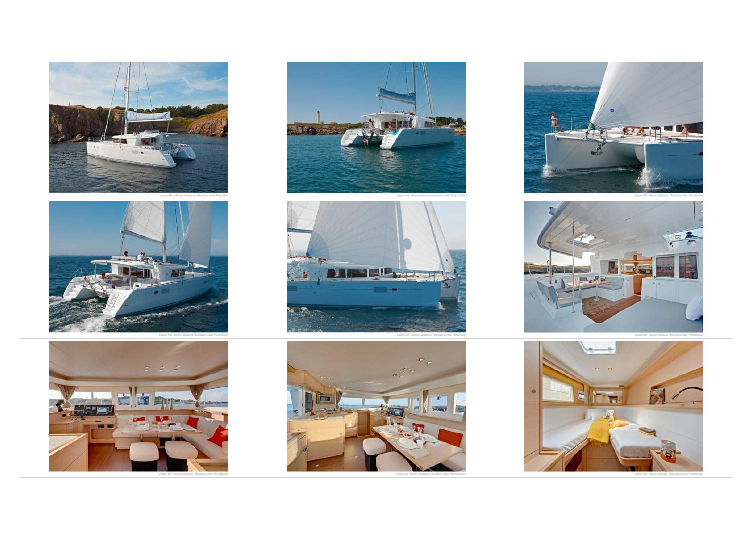Lagoon 450 - Mention obligatoire / Mandatory credit: Photo Nicolas

Lagoon 450 - Mention obligatoire / Mandatory credit: Photo Nicolas

Lagoon 450 - Mention obligatoire / Mandatory credit: Photo Nicolas

Lagoon 450 - Mention obligatoire / Mandatory credit: Photo Nicolas

Lagoon 450 - Mention obligatoire / Mandatory credit: Photo Nicolas

Lagoon 450 - Mention obligatoire / Mandatory credit: Photo Nicolas

Lagoon 450 - Mention obligatoire / Mandatory credit: Photo Nicolas

Lagoon 450 - Mention obligatoire / Mandatory credit: Photo Nicolas

Lagoon 450 - Mention obligatoire / Mandatory credit: Photo Nicolas